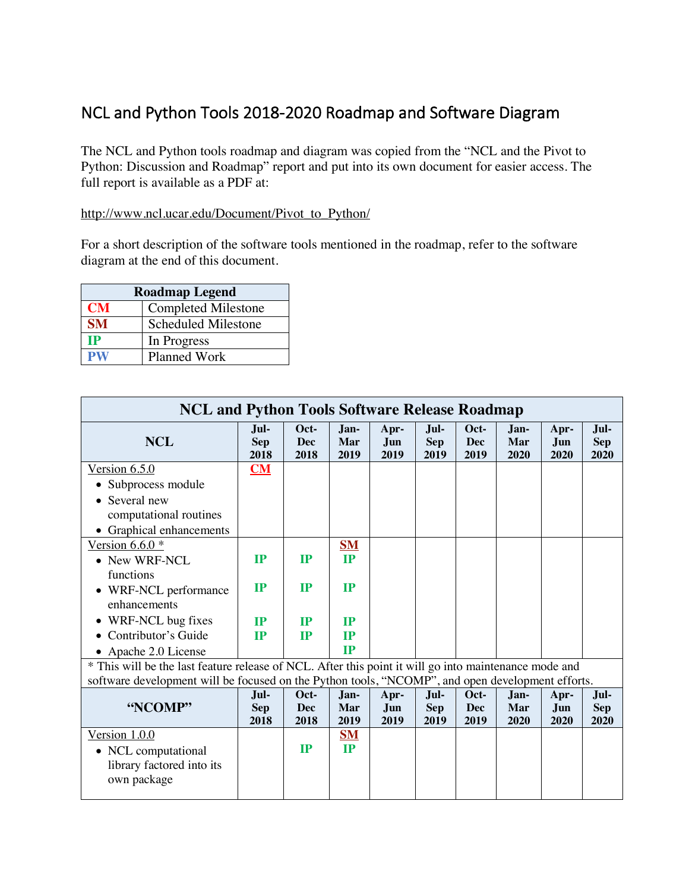# NCL and Python Tools 2018-2020 Roadmap and Software Diagram

The NCL and Python tools roadmap and diagram was copied from the "NCL and the Pivot to Python: Discussion and Roadmap" report and put into its own document for easier access. The full report is available as a PDF at:

http://www.ncl.ucar.edu/Document/Pivot_to_Python/

For a short description of the software tools mentioned in the roadmap, refer to the software diagram at the end of this document.

| Roadmap Legend | |
|---|---|
| **CM** | Completed Milestone |
| **SM** | Scheduled Milestone |
| **IP** | In Progress |
| **PW** | Planned Work |

| NCL and Python Tools Software Release Roadmap | | | | | | | | | |
|---|---|---|---|---|---|---|---|---|---|
| **NCL** | **Jul-Sep 2018** | **Oct-Dec 2018** | **Jan-Mar 2019** | **Apr-Jun 2019** | **Jul-Sep 2019** | **Oct-Dec 2019** | **Jan-Mar 2020** | **Apr-Jun 2020** | **Jul-Sep 2020** |
| Version 6.5.0 | **CM** | | | | | | | | |
| • Subprocess module | | | | | | | | | |
| • Several new computational routines | | | | | | | | | |
| • Graphical enhancements | | | | | | | | | |
| Version 6.6.0 * | | | **SM** | | | | | | |
| • New WRF-NCL functions | **IP** | **IP** | **IP** | | | | | | |
| • WRF-NCL performance enhancements | **IP** | **IP** | **IP** | | | | | | |
| • WRF-NCL bug fixes | **IP** | **IP** | **IP** | | | | | | |
| • Contributor's Guide | **IP** | **IP** | **IP** | | | | | | |
| • Apache 2.0 License | | | **IP** | | | | | | |
| * This will be the last feature release of NCL. After this point it will go into maintenance mode and software development will be focused on the Python tools, "NCOMP", and open development efforts. | | | | | | | | | |
| **"NCOMP"** | **Jul-Sep 2018** | **Oct-Dec 2018** | **Jan-Mar 2019** | **Apr-Jun 2019** | **Jul-Sep 2019** | **Oct-Dec 2019** | **Jan-Mar 2020** | **Apr-Jun 2020** | **Jul-Sep 2020** |
| Version 1.0.0 | | | **SM** | | | | | | |
| • NCL computational library factored into its own package | | **IP** | **IP** | | | | | | |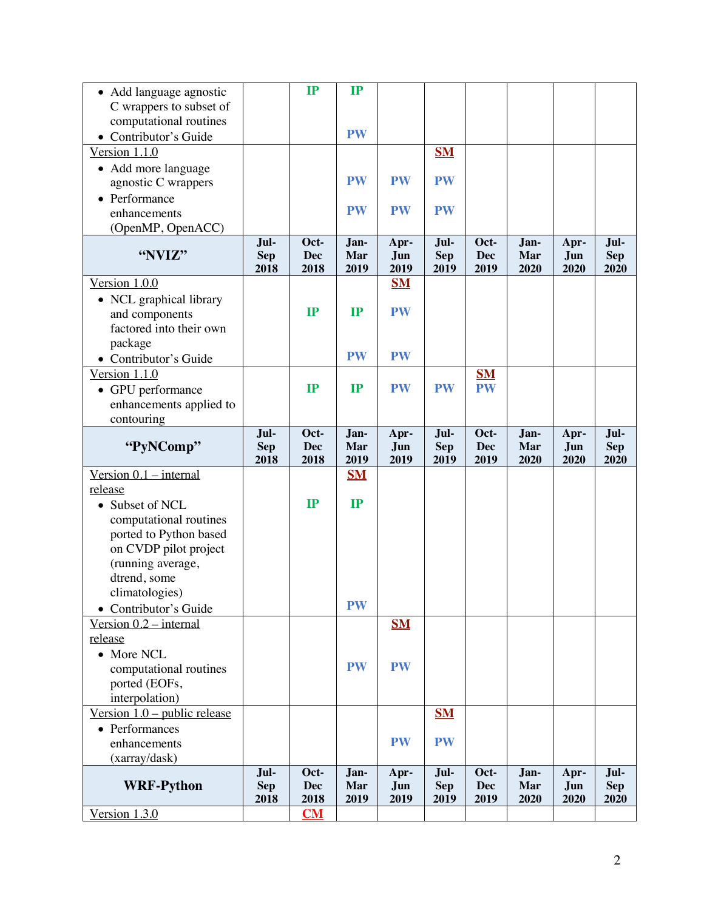| | | | | | | | | | |
|---|---|---|---|---|---|---|---|---|---|
| • Add language agnostic C wrappers to subset of computational routines<br>• Contributor's Guide | | IP | IP<br><br>PW | | | | | | |
| Version 1.1.0<br>• Add more language agnostic C wrappers<br>• Performance enhancements (OpenMP, OpenACC) | | | PW<br><br>PW | PW<br><br>PW | SM<br>PW<br><br>PW | | | | |
| **"NVIZ"** | **Jul-Sep 2018** | **Oct-Dec 2018** | **Jan-Mar 2019** | **Apr-Jun 2019** | **Jul-Sep 2019** | **Oct-Dec 2019** | **Jan-Mar 2020** | **Apr-Jun 2020** | **Jul-Sep 2020** |
| Version 1.0.0<br>• NCL graphical library and components factored into their own package<br>• Contributor's Guide | | IP | IP<br><br>PW | SM<br>PW<br><br>PW | | | | | |
| Version 1.1.0<br>• GPU performance enhancements applied to contouring | | IP | IP | PW | PW | SM<br>PW | | | |
| **"PyNComp"** | **Jul-Sep 2018** | **Oct-Dec 2018** | **Jan-Mar 2019** | **Apr-Jun 2019** | **Jul-Sep 2019** | **Oct-Dec 2019** | **Jan-Mar 2020** | **Apr-Jun 2020** | **Jul-Sep 2020** |
| Version 0.1 – internal release<br>• Subset of NCL computational routines ported to Python based on CVDP pilot project (running average, dtrend, some climatologies)<br>• Contributor's Guide | | IP | SM<br>IP<br><br>PW | | | | | | |
| Version 0.2 – internal release<br>• More NCL computational routines ported (EOFs, interpolation) | | | PW | SM<br>PW | | | | | |
| Version 1.0 – public release<br>• Performances enhancements (xarray/dask) | | | | PW | SM<br>PW | | | | |
| **WRF-Python** | **Jul-Sep 2018** | **Oct-Dec 2018** | **Jan-Mar 2019** | **Apr-Jun 2019** | **Jul-Sep 2019** | **Oct-Dec 2019** | **Jan-Mar 2020** | **Apr-Jun 2020** | **Jul-Sep 2020** |
| Version 1.3.0 | | CM | | | | | | | |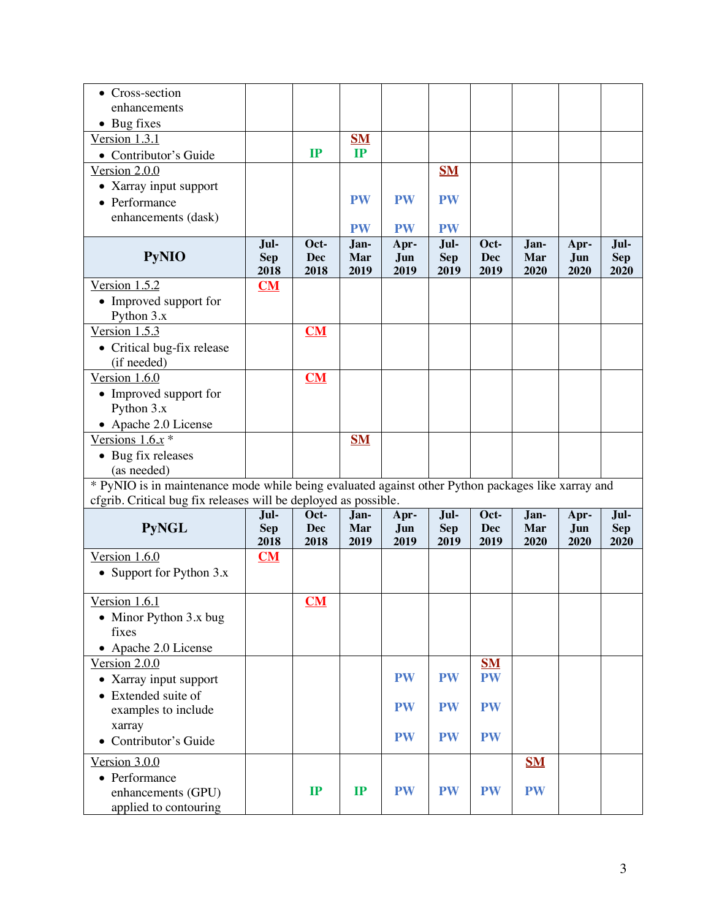| | | | | | | | | | |
|---|---|---|---|---|---|---|---|---|---|
| • Cross-section enhancements<br>• Bug fixes | | | | | | | | | |
| Version 1.3.1<br>• Contributor's Guide | | IP | SM<br>IP | | | | | | |
| Version 2.0.0<br>• Xarray input support<br>• Performance enhancements (dask) | | | PW<br>PW | PW<br>PW | SM<br>PW<br>PW | | | | |

| **PyNIO** | **Jul-Sep 2018** | **Oct-Dec 2018** | **Jan-Mar 2019** | **Apr-Jun 2019** | **Jul-Sep 2019** | **Oct-Dec 2019** | **Jan-Mar 2020** | **Apr-Jun 2020** | **Jul-Sep 2020** |
|---|---|---|---|---|---|---|---|---|---|
| Version 1.5.2<br>• Improved support for Python 3.x | CM | | | | | | | | |
| Version 1.5.3<br>• Critical bug-fix release (if needed) | | CM | | | | | | | |
| Version 1.6.0<br>• Improved support for Python 3.x<br>• Apache 2.0 License | | CM | | | | | | | |
| Versions 1.6.*x* *<br>• Bug fix releases (as needed) | | | SM | | | | | | |

* PyNIO is in maintenance mode while being evaluated against other Python packages like xarray and cfgrib. Critical bug fix releases will be deployed as possible.

| **PyNGL** | **Jul-Sep 2018** | **Oct-Dec 2018** | **Jan-Mar 2019** | **Apr-Jun 2019** | **Jul-Sep 2019** | **Oct-Dec 2019** | **Jan-Mar 2020** | **Apr-Jun 2020** | **Jul-Sep 2020** |
|---|---|---|---|---|---|---|---|---|---|
| Version 1.6.0<br>• Support for Python 3.x | CM | | | | | | | | |
| Version 1.6.1<br>• Minor Python 3.x bug fixes<br>• Apache 2.0 License | | CM | | | | | | | |
| Version 2.0.0<br>• Xarray input support<br>• Extended suite of examples to include xarray<br>• Contributor's Guide | | | | PW<br>PW<br>PW | PW<br>PW<br>PW | SM<br>PW<br>PW<br>PW | | | |
| Version 3.0.0<br>• Performance enhancements (GPU) applied to contouring | | IP | IP | PW | PW | PW | SM<br>PW | | |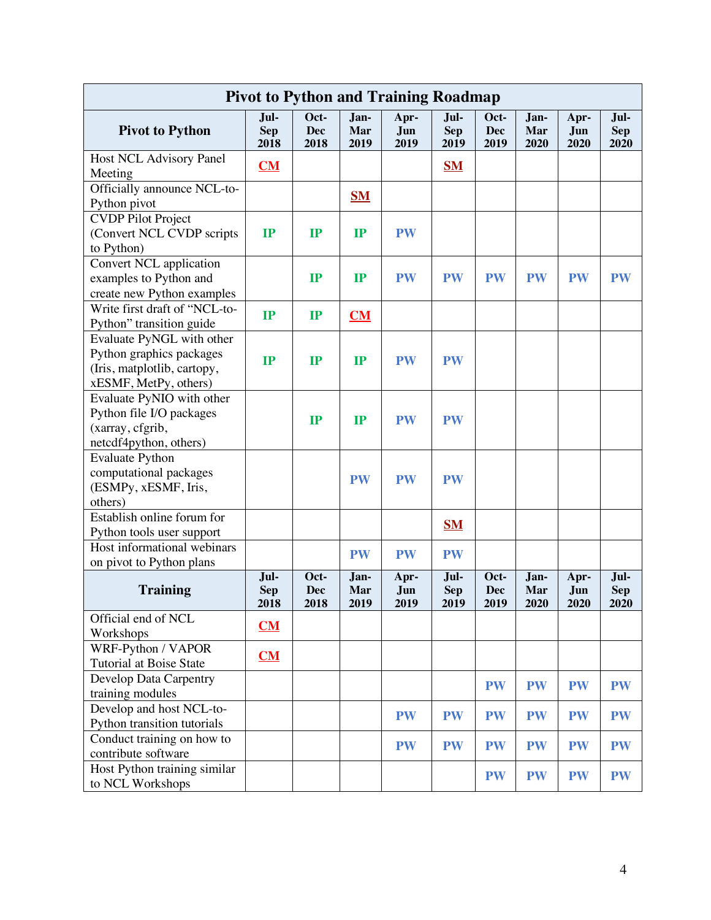| Pivot to Python and Training Roadmap | | | | | | | | | |
|---|---|---|---|---|---|---|---|---|---|
| **Pivot to Python** | **Jul-Sep 2018** | **Oct-Dec 2018** | **Jan-Mar 2019** | **Apr-Jun 2019** | **Jul-Sep 2019** | **Oct-Dec 2019** | **Jan-Mar 2020** | **Apr-Jun 2020** | **Jul-Sep 2020** |
| Host NCL Advisory Panel Meeting | **CM** | | | | **SM** | | | | |
| Officially announce NCL-to-Python pivot | | | **SM** | | | | | | |
| CVDP Pilot Project (Convert NCL CVDP scripts to Python) | **IP** | **IP** | **IP** | **PW** | | | | | |
| Convert NCL application examples to Python and create new Python examples | | **IP** | **IP** | **PW** | **PW** | **PW** | **PW** | **PW** | **PW** |
| Write first draft of "NCL-to-Python" transition guide | **IP** | **IP** | **CM** | | | | | | |
| Evaluate PyNGL with other Python graphics packages (Iris, matplotlib, cartopy, xESMF, MetPy, others) | **IP** | **IP** | **IP** | **PW** | **PW** | | | | |
| Evaluate PyNIO with other Python file I/O packages (xarray, cfgrib, netcdf4python, others) | | **IP** | **IP** | **PW** | **PW** | | | | |
| Evaluate Python computational packages (ESMPy, xESMF, Iris, others) | | | **PW** | **PW** | **PW** | | | | |
| Establish online forum for Python tools user support | | | | | **SM** | | | | |
| Host informational webinars on pivot to Python plans | | | **PW** | **PW** | **PW** | | | | |
| **Training** | **Jul-Sep 2018** | **Oct-Dec 2018** | **Jan-Mar 2019** | **Apr-Jun 2019** | **Jul-Sep 2019** | **Oct-Dec 2019** | **Jan-Mar 2020** | **Apr-Jun 2020** | **Jul-Sep 2020** |
| Official end of NCL Workshops | **CM** | | | | | | | | |
| WRF-Python / VAPOR Tutorial at Boise State | **CM** | | | | | | | | |
| Develop Data Carpentry training modules | | | | | | **PW** | **PW** | **PW** | **PW** |
| Develop and host NCL-to-Python transition tutorials | | | | **PW** | **PW** | **PW** | **PW** | **PW** | **PW** |
| Conduct training on how to contribute software | | | | **PW** | **PW** | **PW** | **PW** | **PW** | **PW** |
| Host Python training similar to NCL Workshops | | | | | | **PW** | **PW** | **PW** | **PW** |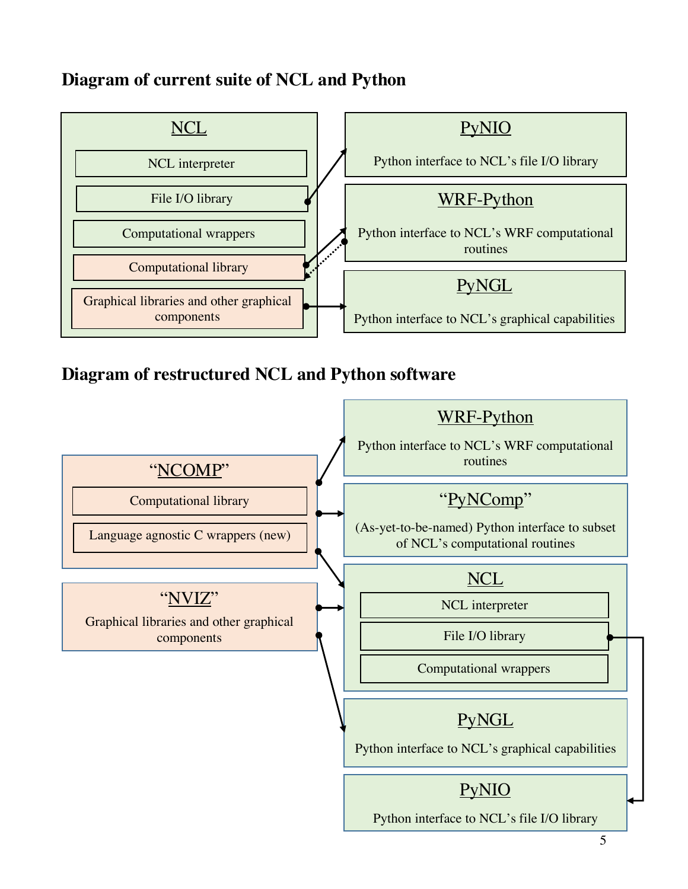### Diagram of current suite of NCL and Python

NCL

NCL interpreter

File I/O library

Computational wrappers

Computational library

Graphical libraries and other graphical components

PyNIO

Python interface to NCL's file I/O library

WRF-Python

Python interface to NCL's WRF computational routines

PyNGL

Python interface to NCL's graphical capabilities

### Diagram of restructured NCL and Python software

WRF-Python

Python interface to NCL's WRF computational routines

"NCOMP"

Computational library

Language agnostic C wrappers (new)

"PyNComp"

(As-yet-to-be-named) Python interface to subset of NCL's computational routines

NCL

NCL interpreter

File I/O library

Computational wrappers

"NVIZ"

Graphical libraries and other graphical components

PyNGL

Python interface to NCL's graphical capabilities

PyNIO

Python interface to NCL's file I/O library